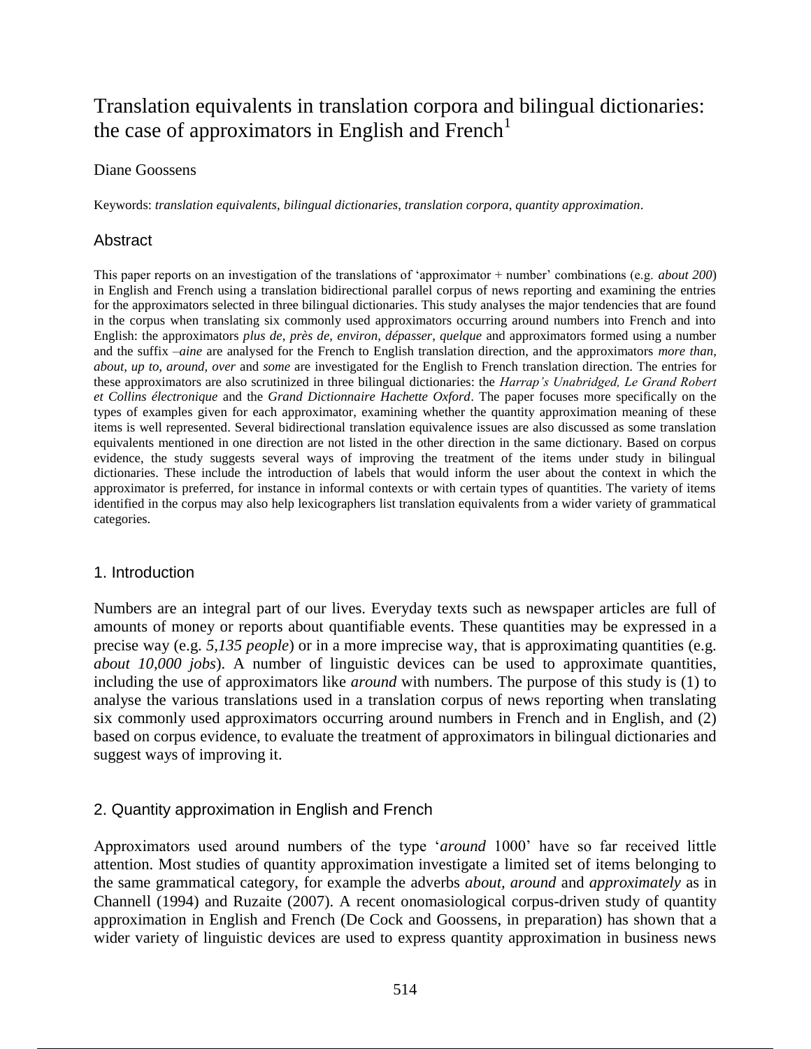# Translation equivalents in translation corpora and bilingual dictionaries: the case of approximators in English and French[1]

Diane Goossens

Keywords: *translation equivalents*, *bilingual dictionaries*, *translation corpora*, *quantity approximation*.

## Abstract

This paper reports on an investigation of the translations of 'approximator + number' combinations (e.g. *about 200*) in English and French using a translation bidirectional parallel corpus of news reporting and examining the entries for the approximators selected in three bilingual dictionaries. This study analyses the major tendencies that are found in the corpus when translating six commonly used approximators occurring around numbers into French and into English: the approximators *plus de*, *près de*, *environ*, *dépasser*, *quelque* and approximators formed using a number and the suffix *–aine* are analysed for the French to English translation direction, and the approximators *more than, about, up to, around, over* and *some* are investigated for the English to French translation direction. The entries for these approximators are also scrutinized in three bilingual dictionaries: the *Harrap's Unabridged, Le Grand Robert et Collins électronique* and the *Grand Dictionnaire Hachette Oxford*. The paper focuses more specifically on the types of examples given for each approximator, examining whether the quantity approximation meaning of these items is well represented. Several bidirectional translation equivalence issues are also discussed as some translation equivalents mentioned in one direction are not listed in the other direction in the same dictionary. Based on corpus evidence, the study suggests several ways of improving the treatment of the items under study in bilingual dictionaries. These include the introduction of labels that would inform the user about the context in which the approximator is preferred, for instance in informal contexts or with certain types of quantities. The variety of items identified in the corpus may also help lexicographers list translation equivalents from a wider variety of grammatical categories.

## 1. Introduction

Numbers are an integral part of our lives. Everyday texts such as newspaper articles are full of amounts of money or reports about quantifiable events. These quantities may be expressed in a precise way (e.g. *5,135 people*) or in a more imprecise way, that is approximating quantities (e.g. *about 10,000 jobs*). A number of linguistic devices can be used to approximate quantities, including the use of approximators like *around* with numbers. The purpose of this study is (1) to analyse the various translations used in a translation corpus of news reporting when translating six commonly used approximators occurring around numbers in French and in English, and (2) based on corpus evidence, to evaluate the treatment of approximators in bilingual dictionaries and suggest ways of improving it.

## 2. Quantity approximation in English and French

Approximators used around numbers of the type '*around* 1000' have so far received little attention. Most studies of quantity approximation investigate a limited set of items belonging to the same grammatical category, for example the adverbs *about, around* and *approximately* as in Channell (1994) and Ruzaite (2007). A recent onomasiological corpus-driven study of quantity approximation in English and French (De Cock and Goossens, in preparation) has shown that a wider variety of linguistic devices are used to express quantity approximation in business news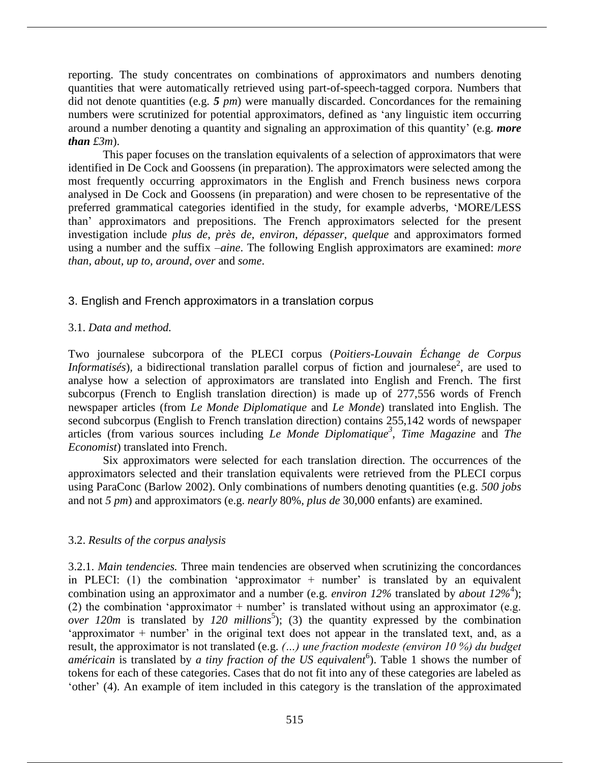reporting. The study concentrates on combinations of approximators and numbers denoting quantities that were automatically retrieved using part-of-speech-tagged corpora. Numbers that did not denote quantities (e.g. ***5*** *pm*) were manually discarded. Concordances for the remaining numbers were scrutinized for potential approximators, defined as 'any linguistic item occurring around a number denoting a quantity and signaling an approximation of this quantity' (e.g. ***more than*** *£3m*).

This paper focuses on the translation equivalents of a selection of approximators that were identified in De Cock and Goossens (in preparation). The approximators were selected among the most frequently occurring approximators in the English and French business news corpora analysed in De Cock and Goossens (in preparation) and were chosen to be representative of the preferred grammatical categories identified in the study, for example adverbs, 'MORE/LESS than' approximators and prepositions. The French approximators selected for the present investigation include *plus de*, *près de*, *environ*, *dépasser*, *quelque* and approximators formed using a number and the suffix *–aine*. The following English approximators are examined: *more than, about, up to, around, over* and *some*.

## 3. English and French approximators in a translation corpus

### 3.1. *Data and method.*

Two journalese subcorpora of the PLECI corpus (*Poitiers-Louvain Échange de Corpus Informatisés*), a bidirectional translation parallel corpus of fiction and journalese[2], are used to analyse how a selection of approximators are translated into English and French. The first subcorpus (French to English translation direction) is made up of 277,556 words of French newspaper articles (from *Le Monde Diplomatique* and *Le Monde*) translated into English. The second subcorpus (English to French translation direction) contains 255,142 words of newspaper articles (from various sources including *Le Monde Diplomatique*[3], *Time Magazine* and *The Economist*) translated into French.

Six approximators were selected for each translation direction. The occurrences of the approximators selected and their translation equivalents were retrieved from the PLECI corpus using ParaConc (Barlow 2002). Only combinations of numbers denoting quantities (e.g. *500 jobs* and not *5 pm*) and approximators (e.g. *nearly* 80%, *plus de* 30,000 enfants) are examined.

### 3.2. *Results of the corpus analysis*

3.2.1. *Main tendencies.* Three main tendencies are observed when scrutinizing the concordances in PLECI: (1) the combination 'approximator + number' is translated by an equivalent combination using an approximator and a number (e.g. *environ 12%* translated by *about 12%*[4]); (2) the combination 'approximator + number' is translated without using an approximator (e.g. *over 120m* is translated by *120 millions*[5]); (3) the quantity expressed by the combination 'approximator + number' in the original text does not appear in the translated text, and, as a result, the approximator is not translated (e.g. *(…) une fraction modeste (environ 10 %) du budget américain* is translated by *a tiny fraction of the US equivalent*[6]). Table 1 shows the number of tokens for each of these categories. Cases that do not fit into any of these categories are labeled as 'other' (4). An example of item included in this category is the translation of the approximated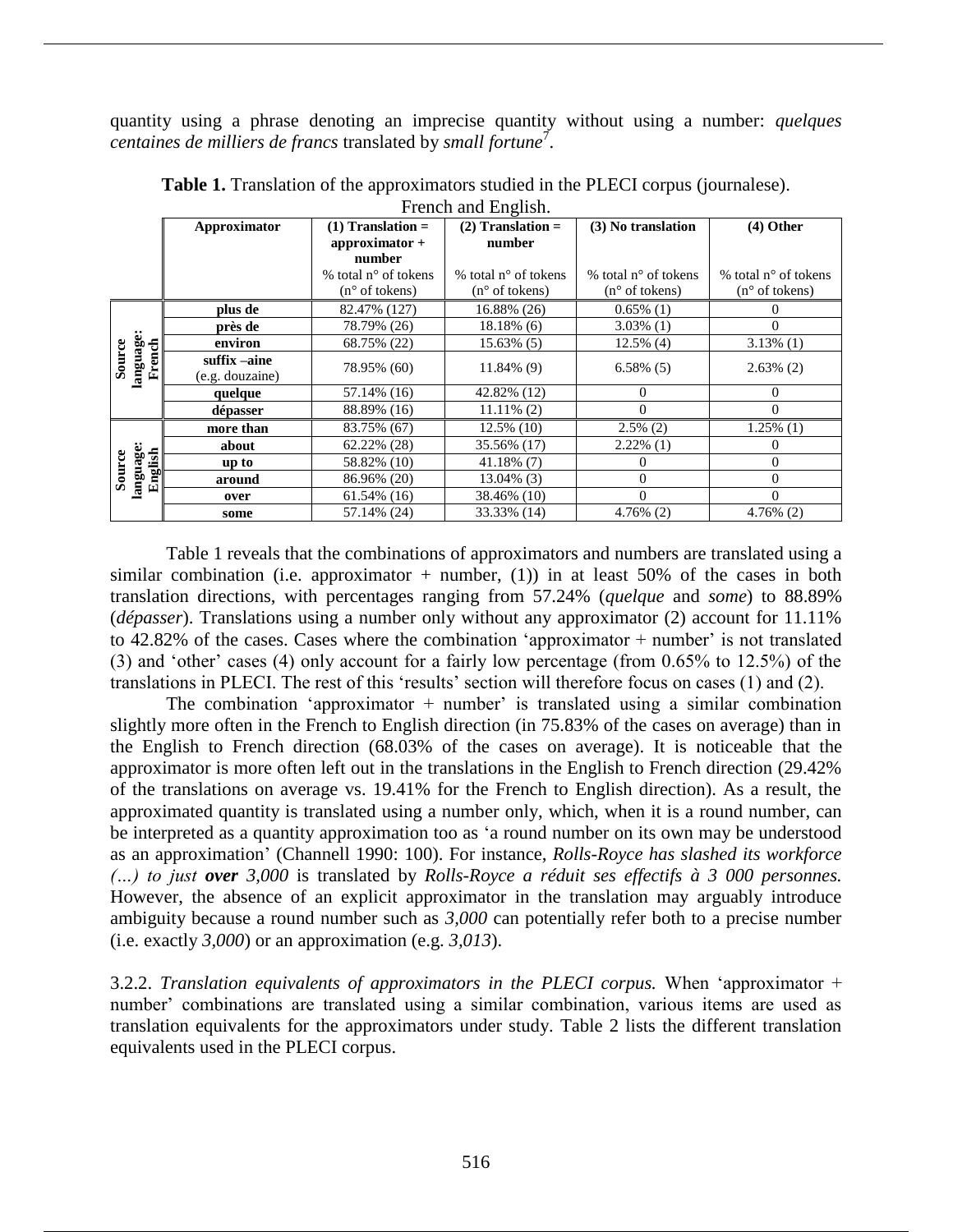quantity using a phrase denoting an imprecise quantity without using a number: *quelques centaines de milliers de francs* translated by *small fortune*[7].

**Table 1.** Translation of the approximators studied in the PLECI corpus (journalese). French and English.

| | Approximator | (1) Translation = approximator + number<br>% total n° of tokens (n° of tokens) | (2) Translation = number<br>% total n° of tokens (n° of tokens) | (3) No translation<br>% total n° of tokens (n° of tokens) | (4) Other<br>% total n° of tokens (n° of tokens) |
|---|---|---|---|---|---|
| Source language: French | plus de | 82.47% (127) | 16.88% (26) | 0.65% (1) | 0 |
| | près de | 78.79% (26) | 18.18% (6) | 3.03% (1) | 0 |
| | environ | 68.75% (22) | 15.63% (5) | 12.5% (4) | 3.13% (1) |
| | suffix –aine (e.g. douzaine) | 78.95% (60) | 11.84% (9) | 6.58% (5) | 2.63% (2) |
| | quelque | 57.14% (16) | 42.82% (12) | 0 | 0 |
| | dépasser | 88.89% (16) | 11.11% (2) | 0 | 0 |
| Source language: English | more than | 83.75% (67) | 12.5% (10) | 2.5% (2) | 1.25% (1) |
| | about | 62.22% (28) | 35.56% (17) | 2.22% (1) | 0 |
| | up to | 58.82% (10) | 41.18% (7) | 0 | 0 |
| | around | 86.96% (20) | 13.04% (3) | 0 | 0 |
| | over | 61.54% (16) | 38.46% (10) | 0 | 0 |
| | some | 57.14% (24) | 33.33% (14) | 4.76% (2) | 4.76% (2) |

Table 1 reveals that the combinations of approximators and numbers are translated using a similar combination (i.e. approximator + number, (1)) in at least 50% of the cases in both translation directions, with percentages ranging from 57.24% (*quelque* and *some*) to 88.89% (*dépasser*). Translations using a number only without any approximator (2) account for 11.11% to 42.82% of the cases. Cases where the combination 'approximator + number' is not translated (3) and 'other' cases (4) only account for a fairly low percentage (from 0.65% to 12.5%) of the translations in PLECI. The rest of this 'results' section will therefore focus on cases (1) and (2).

The combination 'approximator + number' is translated using a similar combination slightly more often in the French to English direction (in 75.83% of the cases on average) than in the English to French direction (68.03% of the cases on average). It is noticeable that the approximator is more often left out in the translations in the English to French direction (29.42% of the translations on average vs. 19.41% for the French to English direction). As a result, the approximated quantity is translated using a number only, which, when it is a round number, can be interpreted as a quantity approximation too as 'a round number on its own may be understood as an approximation' (Channell 1990: 100). For instance, *Rolls-Royce has slashed its workforce (…) to just* ***over*** *3,000* is translated by *Rolls-Royce a réduit ses effectifs à 3 000 personnes.* However, the absence of an explicit approximator in the translation may arguably introduce ambiguity because a round number such as *3,000* can potentially refer both to a precise number (i.e. exactly *3,000*) or an approximation (e.g. *3,013*).

3.2.2. *Translation equivalents of approximators in the PLECI corpus.* When 'approximator + number' combinations are translated using a similar combination, various items are used as translation equivalents for the approximators under study. Table 2 lists the different translation equivalents used in the PLECI corpus.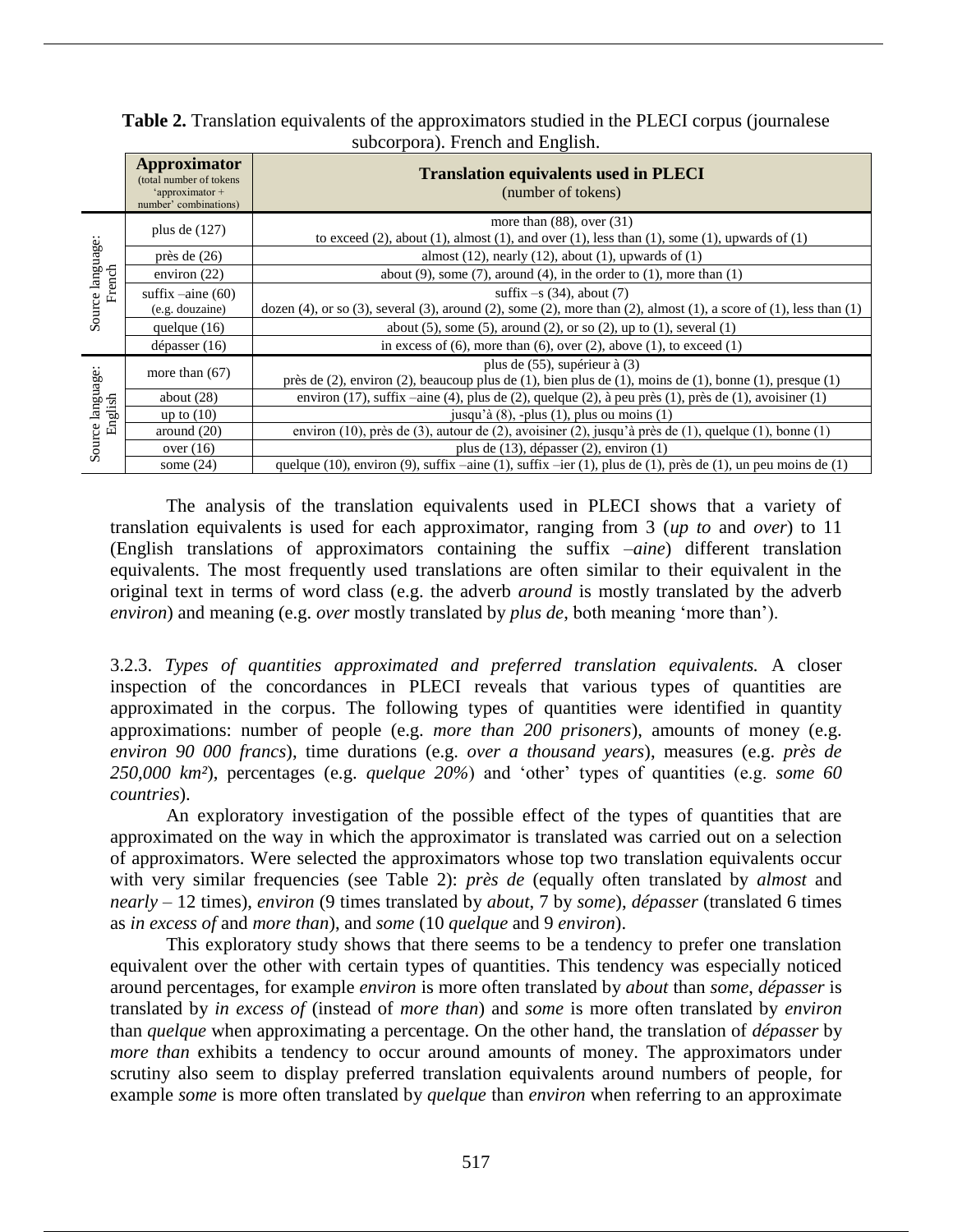**Table 2.** Translation equivalents of the approximators studied in the PLECI corpus (journalese subcorpora). French and English.

| | Approximator (total number of tokens 'approximator + number' combinations) | Translation equivalents used in PLECI (number of tokens) |
|---|---|---|
| Source language: French | plus de (127) | more than (88), over (31) to exceed (2), about (1), almost (1), and over (1), less than (1), some (1), upwards of (1) |
| | près de (26) | almost (12), nearly (12), about (1), upwards of (1) |
| | environ (22) | about (9), some (7), around (4), in the order to (1), more than (1) |
| | suffix –aine (60) (e.g. douzaine) | suffix –s (34), about (7) dozen (4), or so (3), several (3), around (2), some (2), more than (2), almost (1), a score of (1), less than (1) |
| | quelque (16) | about (5), some (5), around (2), or so (2), up to (1), several (1) |
| | dépasser (16) | in excess of (6), more than (6), over (2), above (1), to exceed (1) |
| Source language: English | more than (67) | plus de (55), supérieur à (3) près de (2), environ (2), beaucoup plus de (1), bien plus de (1), moins de (1), bonne (1), presque (1) |
| | about (28) | environ (17), suffix –aine (4), plus de (2), quelque (2), à peu près (1), près de (1), avoisiner (1) |
| | up to (10) | jusqu'à (8), -plus (1), plus ou moins (1) |
| | around (20) | environ (10), près de (3), autour de (2), avoisiner (2), jusqu'à près de (1), quelque (1), bonne (1) |
| | over (16) | plus de (13), dépasser (2), environ (1) |
| | some (24) | quelque (10), environ (9), suffix –aine (1), suffix –ier (1), plus de (1), près de (1), un peu moins de (1) |

The analysis of the translation equivalents used in PLECI shows that a variety of translation equivalents is used for each approximator, ranging from 3 (*up to* and *over*) to 11 (English translations of approximators containing the suffix *–aine*) different translation equivalents. The most frequently used translations are often similar to their equivalent in the original text in terms of word class (e.g. the adverb *around* is mostly translated by the adverb *environ*) and meaning (e.g. *over* mostly translated by *plus de*, both meaning 'more than').

3.2.3. *Types of quantities approximated and preferred translation equivalents.* A closer inspection of the concordances in PLECI reveals that various types of quantities are approximated in the corpus. The following types of quantities were identified in quantity approximations: number of people (e.g. *more than 200 prisoners*), amounts of money (e.g. *environ 90 000 francs*), time durations (e.g. *over a thousand years*), measures (e.g. *près de 250,000 km²*), percentages (e.g. *quelque 20%*) and 'other' types of quantities (e.g. *some 60 countries*).

An exploratory investigation of the possible effect of the types of quantities that are approximated on the way in which the approximator is translated was carried out on a selection of approximators. Were selected the approximators whose top two translation equivalents occur with very similar frequencies (see Table 2): *près de* (equally often translated by *almost* and *nearly* – 12 times), *environ* (9 times translated by *about*, 7 by *some*), *dépasser* (translated 6 times as *in excess of* and *more than*), and *some* (10 *quelque* and 9 *environ*).

This exploratory study shows that there seems to be a tendency to prefer one translation equivalent over the other with certain types of quantities. This tendency was especially noticed around percentages, for example *environ* is more often translated by *about* than *some*, *dépasser* is translated by *in excess of* (instead of *more than*) and *some* is more often translated by *environ* than *quelque* when approximating a percentage. On the other hand, the translation of *dépasser* by *more than* exhibits a tendency to occur around amounts of money. The approximators under scrutiny also seem to display preferred translation equivalents around numbers of people, for example *some* is more often translated by *quelque* than *environ* when referring to an approximate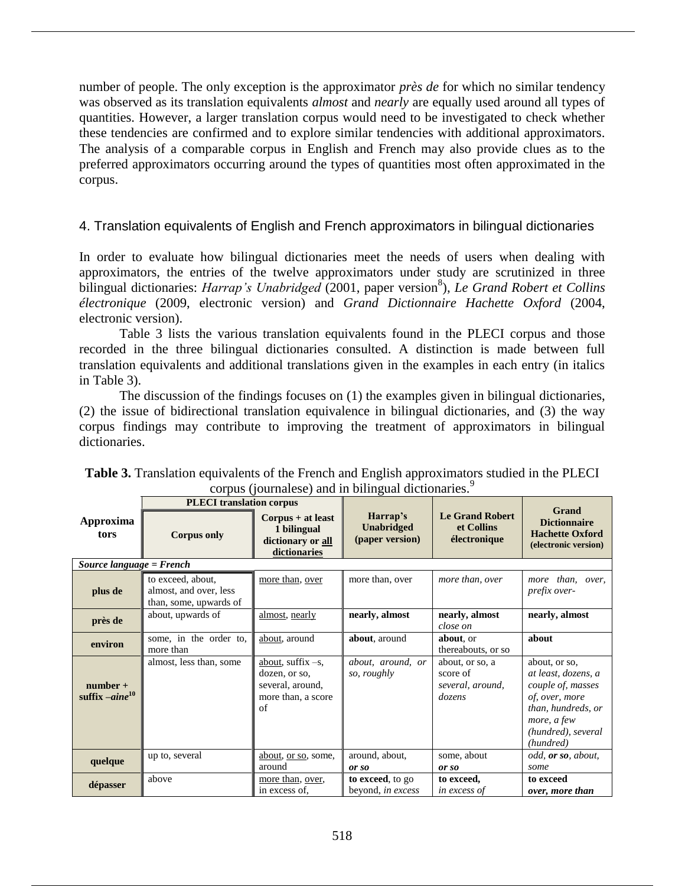number of people. The only exception is the approximator *près de* for which no similar tendency was observed as its translation equivalents *almost* and *nearly* are equally used around all types of quantities. However, a larger translation corpus would need to be investigated to check whether these tendencies are confirmed and to explore similar tendencies with additional approximators. The analysis of a comparable corpus in English and French may also provide clues as to the preferred approximators occurring around the types of quantities most often approximated in the corpus.

## 4. Translation equivalents of English and French approximators in bilingual dictionaries

In order to evaluate how bilingual dictionaries meet the needs of users when dealing with approximators, the entries of the twelve approximators under study are scrutinized in three bilingual dictionaries: *Harrap's Unabridged* (2001, paper version[8]), *Le Grand Robert et Collins électronique* (2009, electronic version) and *Grand Dictionnaire Hachette Oxford* (2004, electronic version).

Table 3 lists the various translation equivalents found in the PLECI corpus and those recorded in the three bilingual dictionaries consulted. A distinction is made between full translation equivalents and additional translations given in the examples in each entry (in italics in Table 3).

The discussion of the findings focuses on (1) the examples given in bilingual dictionaries, (2) the issue of bidirectional translation equivalence in bilingual dictionaries, and (3) the way corpus findings may contribute to improving the treatment of approximators in bilingual dictionaries.

**Table 3.** Translation equivalents of the French and English approximators studied in the PLECI corpus (journalese) and in bilingual dictionaries.[9]

| Approximators | PLECI translation corpus | | Harrap's Unabridged (paper version) | Le Grand Robert et Collins électronique | Grand Dictionnaire Hachette Oxford (electronic version) |
|---|---|---|---|---|---|
| | Corpus only | Corpus + at least 1 bilingual dictionary or all dictionaries | | | |
| ***Source language = French*** | | | | | |
| **plus de** | to exceed, about, almost, and over, less than, some, upwards of | more than, over | more than, over | *more than, over* | *more than, over, prefix over-* |
| **près de** | about, upwards of | almost, nearly | **nearly, almost** | **nearly, almost** *close on* | **nearly, almost** |
| **environ** | some, in the order to, more than | about, around | **about**, around | **about**, or thereabouts, or so | **about** |
| **number + suffix –*aine*[10]** | almost, less than, some | about, suffix –s, dozen, or so, several, around, more than, a score of | *about, around, or so, roughly* | about, or so, a score of *several, around, dozens* | about, or so, *at least, dozens, a couple of, masses of, over, more than, hundreds, or more, a few (hundred), several (hundred)* |
| **quelque** | up to, several | about, or so, some, around | around, about, ***or so*** | some, about ***or so*** | *odd,* ***or so****, about, some* |
| **dépasser** | above | more than, over, in excess of, | **to exceed**, to go beyond, *in excess* | **to exceed,** *in excess of* | **to exceed** ***over, more than*** |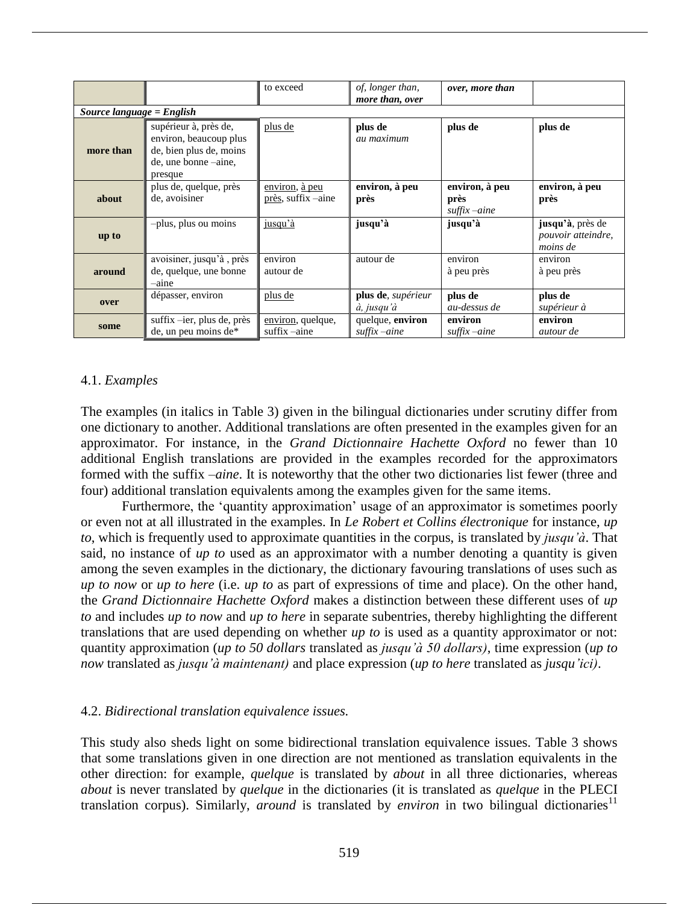|  |  | to exceed | *of, longer than,* ***more than, over*** | ***over, more than*** |  |
|---|---|---|---|---|---|
| ***Source language = English*** |  |  |  |  |  |
| **more than** | supérieur à, près de, environ, beaucoup plus de, bien plus de, moins de, une bonne –aine, presque | plus de | **plus de** *au maximum* | **plus de** | **plus de** |
| **about** | plus de, quelque, près de, avoisiner | environ, à peu près, suffix –aine | **environ, à peu près** | **environ, à peu près** *suffix –aine* | **environ, à peu près** |
| **up to** | –plus, plus ou moins | jusqu'à | **jusqu'à** | **jusqu'à** | **jusqu'à**, près de *pouvoir atteindre, moins de* |
| **around** | avoisiner, jusqu'à , près de, quelque, une bonne –aine | environ autour de | autour de | environ à peu près | environ à peu près |
| **over** | dépasser, environ | plus de | **plus de**, *supérieur à, jusqu'à* | **plus de** *au-dessus de* | **plus de** *supérieur à* |
| **some** | suffix –ier, plus de, près de, un peu moins de* | environ, quelque, suffix –aine | quelque, **environ** *suffix –aine* | **environ** *suffix –aine* | **environ** *autour de* |

### 4.1. *Examples*

The examples (in italics in Table 3) given in the bilingual dictionaries under scrutiny differ from one dictionary to another. Additional translations are often presented in the examples given for an approximator. For instance, in the *Grand Dictionnaire Hachette Oxford* no fewer than 10 additional English translations are provided in the examples recorded for the approximators formed with the suffix *–aine*. It is noteworthy that the other two dictionaries list fewer (three and four) additional translation equivalents among the examples given for the same items.

Furthermore, the 'quantity approximation' usage of an approximator is sometimes poorly or even not at all illustrated in the examples. In *Le Robert et Collins électronique* for instance, *up to*, which is frequently used to approximate quantities in the corpus, is translated by *jusqu'à*. That said, no instance of *up to* used as an approximator with a number denoting a quantity is given among the seven examples in the dictionary, the dictionary favouring translations of uses such as *up to now* or *up to here* (i.e. *up to* as part of expressions of time and place). On the other hand, the *Grand Dictionnaire Hachette Oxford* makes a distinction between these different uses of *up to* and includes *up to now* and *up to here* in separate subentries, thereby highlighting the different translations that are used depending on whether *up to* is used as a quantity approximator or not: quantity approximation (*up to 50 dollars* translated as *jusqu'à 50 dollars)*, time expression (*up to now* translated as *jusqu'à maintenant)* and place expression (*up to here* translated as *jusqu'ici)*.

### 4.2. *Bidirectional translation equivalence issues.*

This study also sheds light on some bidirectional translation equivalence issues. Table 3 shows that some translations given in one direction are not mentioned as translation equivalents in the other direction: for example, *quelque* is translated by *about* in all three dictionaries, whereas *about* is never translated by *quelque* in the dictionaries (it is translated as *quelque* in the PLECI translation corpus). Similarly, *around* is translated by *environ* in two bilingual dictionaries[11]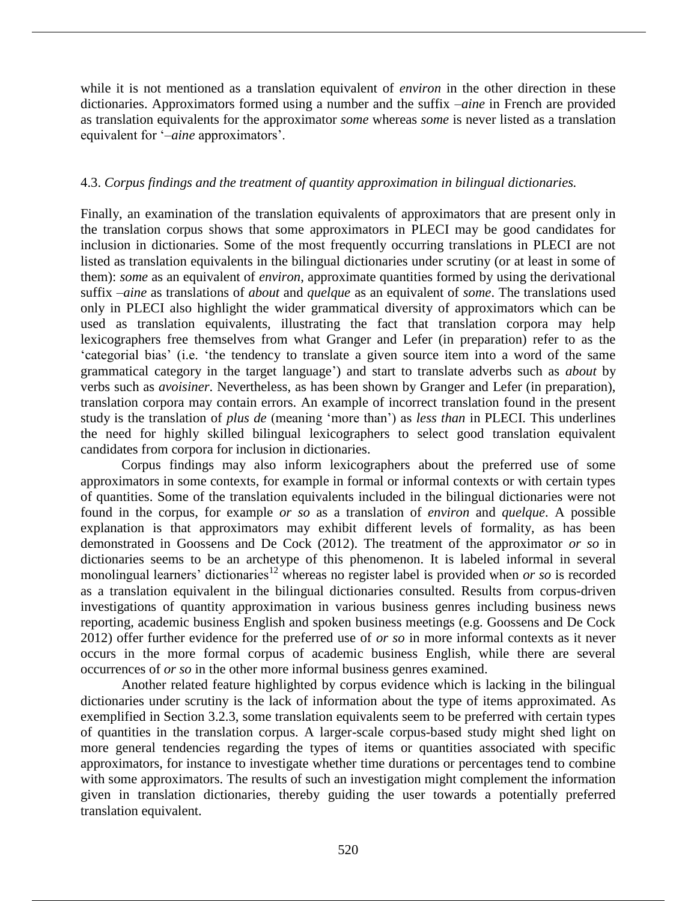while it is not mentioned as a translation equivalent of *environ* in the other direction in these dictionaries. Approximators formed using a number and the suffix *–aine* in French are provided as translation equivalents for the approximator *some* whereas *some* is never listed as a translation equivalent for '*–aine* approximators'.

### 4.3. *Corpus findings and the treatment of quantity approximation in bilingual dictionaries.*

Finally, an examination of the translation equivalents of approximators that are present only in the translation corpus shows that some approximators in PLECI may be good candidates for inclusion in dictionaries. Some of the most frequently occurring translations in PLECI are not listed as translation equivalents in the bilingual dictionaries under scrutiny (or at least in some of them): *some* as an equivalent of *environ*, approximate quantities formed by using the derivational suffix *–aine* as translations of *about* and *quelque* as an equivalent of *some*. The translations used only in PLECI also highlight the wider grammatical diversity of approximators which can be used as translation equivalents, illustrating the fact that translation corpora may help lexicographers free themselves from what Granger and Lefer (in preparation) refer to as the 'categorial bias' (i.e. 'the tendency to translate a given source item into a word of the same grammatical category in the target language') and start to translate adverbs such as *about* by verbs such as *avoisiner*. Nevertheless, as has been shown by Granger and Lefer (in preparation), translation corpora may contain errors. An example of incorrect translation found in the present study is the translation of *plus de* (meaning 'more than') as *less than* in PLECI. This underlines the need for highly skilled bilingual lexicographers to select good translation equivalent candidates from corpora for inclusion in dictionaries.

Corpus findings may also inform lexicographers about the preferred use of some approximators in some contexts, for example in formal or informal contexts or with certain types of quantities. Some of the translation equivalents included in the bilingual dictionaries were not found in the corpus, for example *or so* as a translation of *environ* and *quelque*. A possible explanation is that approximators may exhibit different levels of formality, as has been demonstrated in Goossens and De Cock (2012). The treatment of the approximator *or so* in dictionaries seems to be an archetype of this phenomenon. It is labeled informal in several monolingual learners' dictionaries[12] whereas no register label is provided when *or so* is recorded as a translation equivalent in the bilingual dictionaries consulted. Results from corpus-driven investigations of quantity approximation in various business genres including business news reporting, academic business English and spoken business meetings (e.g. Goossens and De Cock 2012) offer further evidence for the preferred use of *or so* in more informal contexts as it never occurs in the more formal corpus of academic business English, while there are several occurrences of *or so* in the other more informal business genres examined.

Another related feature highlighted by corpus evidence which is lacking in the bilingual dictionaries under scrutiny is the lack of information about the type of items approximated. As exemplified in Section 3.2.3, some translation equivalents seem to be preferred with certain types of quantities in the translation corpus. A larger-scale corpus-based study might shed light on more general tendencies regarding the types of items or quantities associated with specific approximators, for instance to investigate whether time durations or percentages tend to combine with some approximators. The results of such an investigation might complement the information given in translation dictionaries, thereby guiding the user towards a potentially preferred translation equivalent.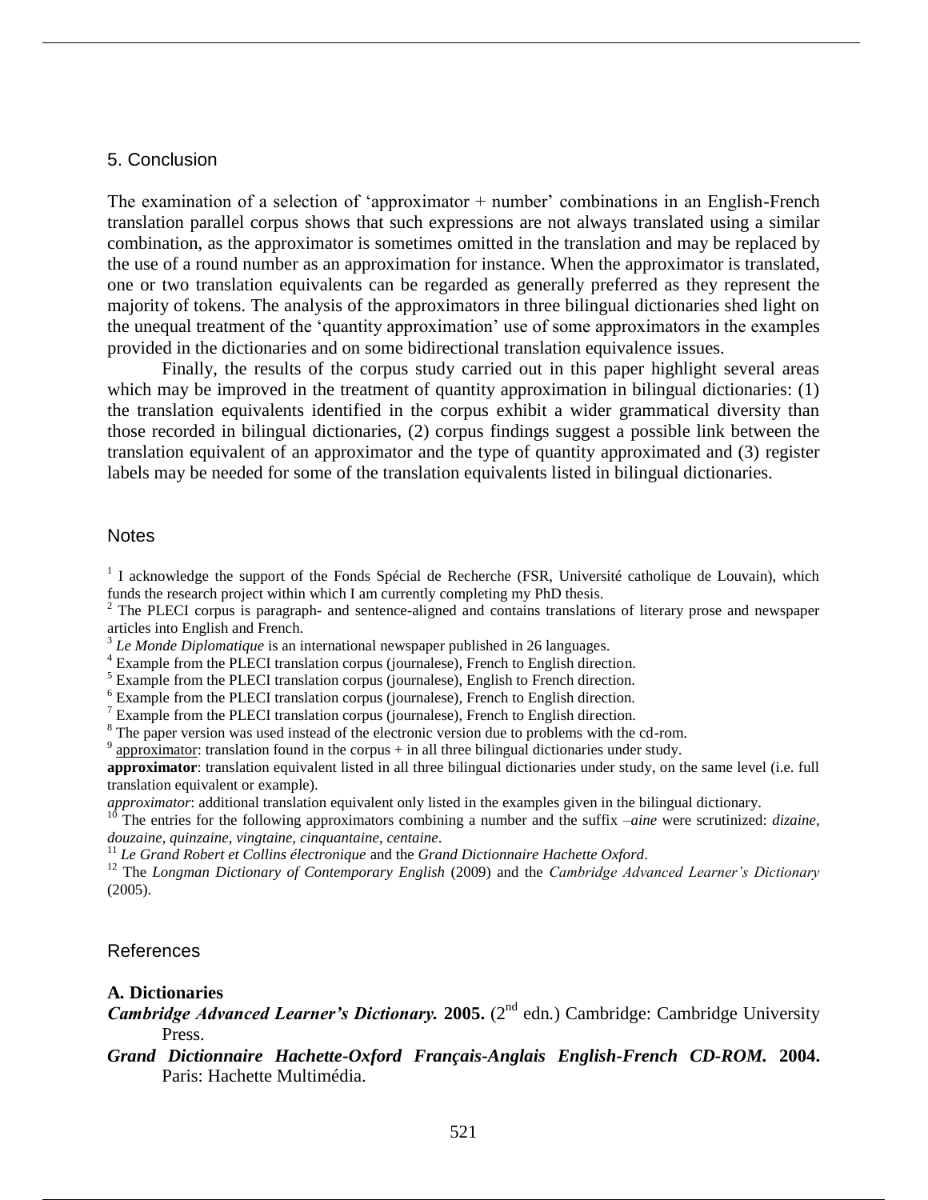## 5. Conclusion

The examination of a selection of 'approximator + number' combinations in an English-French translation parallel corpus shows that such expressions are not always translated using a similar combination, as the approximator is sometimes omitted in the translation and may be replaced by the use of a round number as an approximation for instance. When the approximator is translated, one or two translation equivalents can be regarded as generally preferred as they represent the majority of tokens. The analysis of the approximators in three bilingual dictionaries shed light on the unequal treatment of the 'quantity approximation' use of some approximators in the examples provided in the dictionaries and on some bidirectional translation equivalence issues.

Finally, the results of the corpus study carried out in this paper highlight several areas which may be improved in the treatment of quantity approximation in bilingual dictionaries: (1) the translation equivalents identified in the corpus exhibit a wider grammatical diversity than those recorded in bilingual dictionaries, (2) corpus findings suggest a possible link between the translation equivalent of an approximator and the type of quantity approximated and (3) register labels may be needed for some of the translation equivalents listed in bilingual dictionaries.

## Notes

[1] I acknowledge the support of the Fonds Spécial de Recherche (FSR, Université catholique de Louvain), which funds the research project within which I am currently completing my PhD thesis.

[2] The PLECI corpus is paragraph- and sentence-aligned and contains translations of literary prose and newspaper articles into English and French.

[3] *Le Monde Diplomatique* is an international newspaper published in 26 languages.

[4] Example from the PLECI translation corpus (journalese), French to English direction.

[5] Example from the PLECI translation corpus (journalese), English to French direction.

[6] Example from the PLECI translation corpus (journalese), French to English direction.

[7] Example from the PLECI translation corpus (journalese), French to English direction.

[8] The paper version was used instead of the electronic version due to problems with the cd-rom.

[9] <u>approximator</u>: translation found in the corpus + in all three bilingual dictionaries under study.

**approximator**: translation equivalent listed in all three bilingual dictionaries under study, on the same level (i.e. full translation equivalent or example).

*approximator*: additional translation equivalent only listed in the examples given in the bilingual dictionary.

[10] The entries for the following approximators combining a number and the suffix –*aine* were scrutinized: *dizaine*, *douzaine*, *quinzaine*, *vingtaine*, *cinquantaine*, *centaine*.

[11] *Le Grand Robert et Collins électronique* and the *Grand Dictionnaire Hachette Oxford*.

[12] The *Longman Dictionary of Contemporary English* (2009) and the *Cambridge Advanced Learner's Dictionary* (2005).

## References

**A. Dictionaries**

***Cambridge Advanced Learner's Dictionary.* 2005.** (2nd edn.) Cambridge: Cambridge University Press.

***Grand Dictionnaire Hachette-Oxford Français-Anglais English-French CD-ROM.* 2004.** Paris: Hachette Multimédia.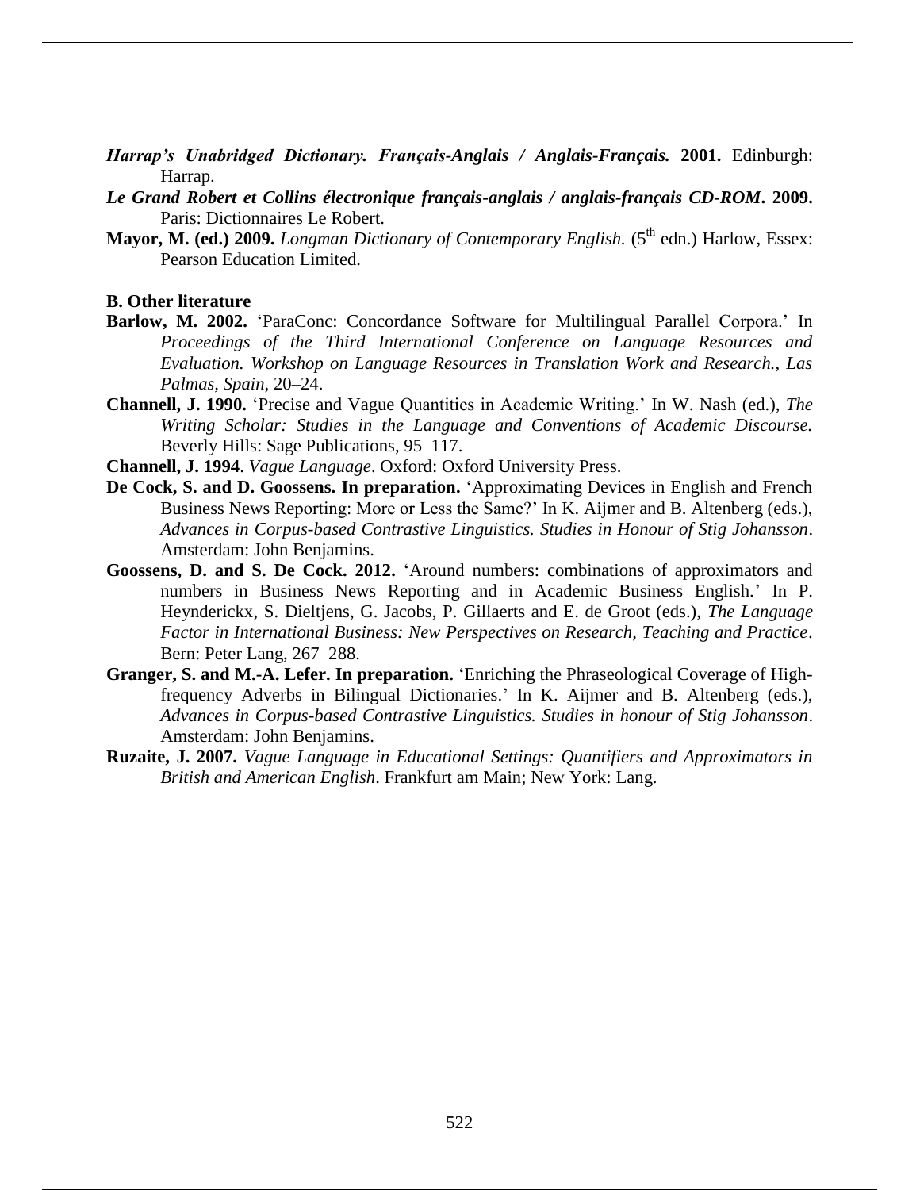***Harrap's Unabridged Dictionary. Français-Anglais / Anglais-Français.* 2001.** Edinburgh: Harrap.

***Le Grand Robert et Collins électronique français-anglais / anglais-français CD-ROM*. 2009.** Paris: Dictionnaires Le Robert.

**Mayor, M. (ed.) 2009.** *Longman Dictionary of Contemporary English.* (5th edn.) Harlow, Essex: Pearson Education Limited.

**B. Other literature**

**Barlow, M. 2002.** 'ParaConc: Concordance Software for Multilingual Parallel Corpora.' In *Proceedings of the Third International Conference on Language Resources and Evaluation. Workshop on Language Resources in Translation Work and Research., Las Palmas, Spain*, 20–24.

**Channell, J. 1990.** 'Precise and Vague Quantities in Academic Writing.' In W. Nash (ed.), *The Writing Scholar: Studies in the Language and Conventions of Academic Discourse.* Beverly Hills: Sage Publications, 95–117.

**Channell, J. 1994**. *Vague Language*. Oxford: Oxford University Press.

**De Cock, S. and D. Goossens. In preparation.** 'Approximating Devices in English and French Business News Reporting: More or Less the Same?' In K. Aijmer and B. Altenberg (eds.), *Advances in Corpus-based Contrastive Linguistics. Studies in Honour of Stig Johansson*. Amsterdam: John Benjamins.

**Goossens, D. and S. De Cock. 2012.** 'Around numbers: combinations of approximators and numbers in Business News Reporting and in Academic Business English.' In P. Heynderickx, S. Dieltjens, G. Jacobs, P. Gillaerts and E. de Groot (eds.), *The Language Factor in International Business: New Perspectives on Research, Teaching and Practice*. Bern: Peter Lang, 267–288.

**Granger, S. and M.-A. Lefer. In preparation.** 'Enriching the Phraseological Coverage of High-frequency Adverbs in Bilingual Dictionaries.' In K. Aijmer and B. Altenberg (eds.), *Advances in Corpus-based Contrastive Linguistics. Studies in honour of Stig Johansson*. Amsterdam: John Benjamins.

**Ruzaite, J. 2007.** *Vague Language in Educational Settings: Quantifiers and Approximators in British and American English*. Frankfurt am Main; New York: Lang.